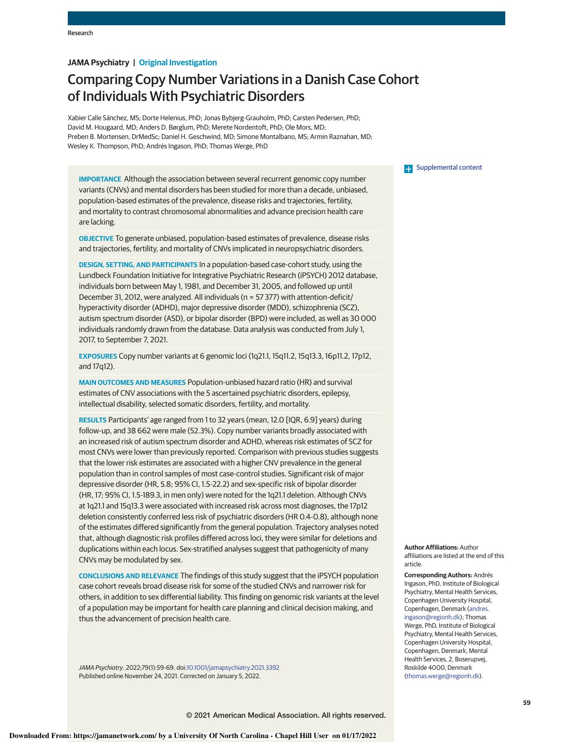JAMA Psychiatry | Original Investigation

# Comparing Copy Number Variations in a Danish Case Cohort of Individuals With Psychiatric Disorders

Xabier Calle Sánchez, MS; Dorte Helenius, PhD; Jonas Bybjerg-Grauholm, PhD; Carsten Pedersen, PhD; David M. Hougaard, MD; Anders D. Børglum, PhD; Merete Nordentoft, PhD; Ole Mors, MD; Preben B. Mortensen, DrMedSc; Daniel H. Geschwind, MD; Simone Montalbano, MS; Armin Raznahan, MD; Wesley K. Thompson, PhD; Andrés Ingason, PhD; Thomas Werge, PhD

Supplemental content

**IMPORTANCE** Although the association between several recurrent genomic copy number variants (CNVs) and mental disorders has been studied for more than a decade, unbiased, population-based estimates of the prevalence, disease risks and trajectories, fertility, and mortality to contrast chromosomal abnormalities and advance precision health care are lacking.

**OBJECTIVE** To generate unbiased, population-based estimates of prevalence, disease risks and trajectories, fertility, and mortality of CNVs implicated in neuropsychiatric disorders.

**DESIGN, SETTING, AND PARTICIPANTS** In a population-based case-cohort study, using the Lundbeck Foundation Initiative for Integrative Psychiatric Research (iPSYCH) 2012 database, individuals born between May 1, 1981, and December 31, 2005, and followed up until December 31, 2012, were analyzed. All individuals (n = 57 377) with attention-deficit/hyperactivity disorder (ADHD), major depressive disorder (MDD), schizophrenia (SCZ), autism spectrum disorder (ASD), or bipolar disorder (BPD) were included, as well as 30 000 individuals randomly drawn from the database. Data analysis was conducted from July 1, 2017, to September 7, 2021.

**EXPOSURES** Copy number variants at 6 genomic loci (1q21.1, 15q11.2, 15q13.3, 16p11.2, 17p12, and 17q12).

**MAIN OUTCOMES AND MEASURES** Population-unbiased hazard ratio (HR) and survival estimates of CNV associations with the 5 ascertained psychiatric disorders, epilepsy, intellectual disability, selected somatic disorders, fertility, and mortality.

**RESULTS** Participants' age ranged from 1 to 32 years (mean, 12.0 [IQR, 6.9] years) during follow-up, and 38 662 were male (52.3%). Copy number variants broadly associated with an increased risk of autism spectrum disorder and ADHD, whereas risk estimates of SCZ for most CNVs were lower than previously reported. Comparison with previous studies suggests that the lower risk estimates are associated with a higher CNV prevalence in the general population than in control samples of most case-control studies. Significant risk of major depressive disorder (HR, 5.8; 95% CI, 1.5-22.2) and sex-specific risk of bipolar disorder (HR, 17; 95% CI, 1.5-189.3, in men only) were noted for the 1q21.1 deletion. Although CNVs at 1q21.1 and 15q13.3 were associated with increased risk across most diagnoses, the 17p12 deletion consistently conferred less risk of psychiatric disorders (HR 0.4-0.8), although none of the estimates differed significantly from the general population. Trajectory analyses noted that, although diagnostic risk profiles differed across loci, they were similar for deletions and duplications within each locus. Sex-stratified analyses suggest that pathogenicity of many CNVs may be modulated by sex.

**CONCLUSIONS AND RELEVANCE** The findings of this study suggest that the iPSYCH population case cohort reveals broad disease risk for some of the studied CNVs and narrower risk for others, in addition to sex differential liability. This finding on genomic risk variants at the level of a population may be important for health care planning and clinical decision making, and thus the advancement of precision health care.

*JAMA Psychiatry*. 2022;79(1):59-69. doi:10.1001/jamapsychiatry.2021.3392
Published online November 24, 2021. Corrected on January 5, 2022.

**Author Affiliations:** Author affiliations are listed at the end of this article.

**Corresponding Authors:** Andrés Ingason, PhD, Institute of Biological Psychiatry, Mental Health Services, Copenhagen University Hospital, Copenhagen, Denmark (andres.ingason@regionh.dk); Thomas Werge, PhD, Institute of Biological Psychiatry, Mental Health Services, Copenhagen University Hospital, Copenhagen, Denmark, Mental Health Services, 2, Boserupvej, Roskilde 4000, Denmark (thomas.werge@regionh.dk).

© 2021 American Medical Association. All rights reserved.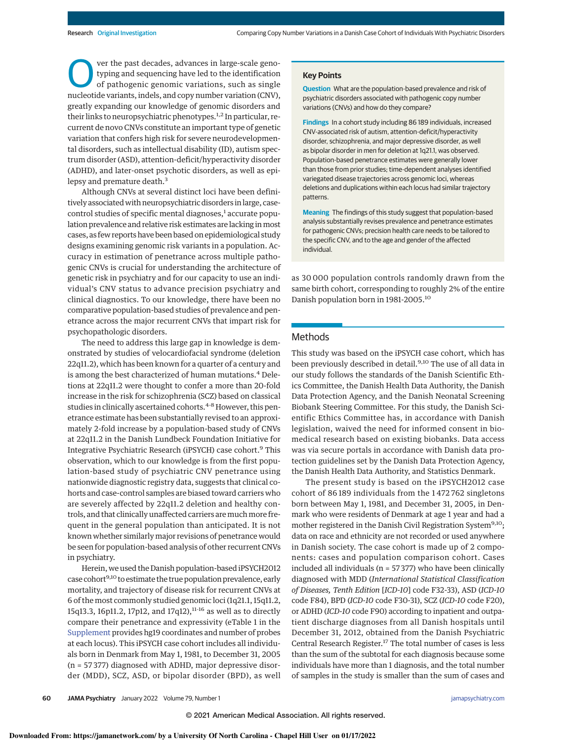Over the past decades, advances in large-scale genotyping and sequencing have led to the identification of pathogenic genomic variations, such as single nucleotide variants, indels, and copy number variation (CNV), greatly expanding our knowledge of genomic disorders and their links to neuropsychiatric phenotypes.[1,2] In particular, recurrent de novo CNVs constitute an important type of genetic variation that confers high risk for severe neurodevelopmental disorders, such as intellectual disability (ID), autism spectrum disorder (ASD), attention-deficit/hyperactivity disorder (ADHD), and later-onset psychotic disorders, as well as epilepsy and premature death.[3]

Although CNVs at several distinct loci have been definitively associated with neuropsychiatric disorders in large, case-control studies of specific mental diagnoses,[1] accurate population prevalence and relative risk estimates are lacking in most cases, as few reports have been based on epidemiological study designs examining genomic risk variants in a population. Accuracy in estimation of penetrance across multiple pathogenic CNVs is crucial for understanding the architecture of genetic risk in psychiatry and for our capacity to use an individual's CNV status to advance precision psychiatry and clinical diagnostics. To our knowledge, there have been no comparative population-based studies of prevalence and penetrance across the major recurrent CNVs that impart risk for psychopathologic disorders.

The need to address this large gap in knowledge is demonstrated by studies of velocardiofacial syndrome (deletion 22q11.2), which has been known for a quarter of a century and is among the best characterized of human mutations.[4] Deletions at 22q11.2 were thought to confer a more than 20-fold increase in the risk for schizophrenia (SCZ) based on classical studies in clinically ascertained cohorts.[4-8] However, this penetrance estimate has been substantially revised to an approximately 2-fold increase by a population-based study of CNVs at 22q11.2 in the Danish Lundbeck Foundation Initiative for Integrative Psychiatric Research (iPSYCH) case cohort.[9] This observation, which to our knowledge is from the first population-based study of psychiatric CNV penetrance using nationwide diagnostic registry data, suggests that clinical cohorts and case-control samples are biased toward carriers who are severely affected by 22q11.2 deletion and healthy controls, and that clinically unaffected carriers are much more frequent in the general population than anticipated. It is not known whether similarly major revisions of penetrance would be seen for population-based analysis of other recurrent CNVs in psychiatry.

Herein, we used the Danish population-based iPSYCH2012 case cohort[9,10] to estimate the true population prevalence, early mortality, and trajectory of disease risk for recurrent CNVs at 6 of the most commonly studied genomic loci (1q21.1, 15q11.2, 15q13.3, 16p11.2, 17p12, and 17q12),[11-16] as well as to directly compare their penetrance and expressivity (eTable 1 in the Supplement provides hg19 coordinates and number of probes at each locus). This iPSYCH case cohort includes all individuals born in Denmark from May 1, 1981, to December 31, 2005 (n = 57 377) diagnosed with ADHD, major depressive disorder (MDD), SCZ, ASD, or bipolar disorder (BPD), as well as 30 000 population controls randomly drawn from the same birth cohort, corresponding to roughly 2% of the entire Danish population born in 1981-2005.[10]

> **Key Points**
>
> **Question** What are the population-based prevalence and risk of psychiatric disorders associated with pathogenic copy number variations (CNVs) and how do they compare?
>
> **Findings** In a cohort study including 86 189 individuals, increased CNV-associated risk of autism, attention-deficit/hyperactivity disorder, schizophrenia, and major depressive disorder, as well as bipolar disorder in men for deletion at 1q21.1, was observed. Population-based penetrance estimates were generally lower than those from prior studies; time-dependent analyses identified variegated disease trajectories across genomic loci, whereas deletions and duplications within each locus had similar trajectory patterns.
>
> **Meaning** The findings of this study suggest that population-based analysis substantially revises prevalence and penetrance estimates for pathogenic CNVs; precision health care needs to be tailored to the specific CNV, and to the age and gender of the affected individual.

## Methods

This study was based on the iPSYCH case cohort, which has been previously described in detail.[9,10] The use of all data in our study follows the standards of the Danish Scientific Ethics Committee, the Danish Health Data Authority, the Danish Data Protection Agency, and the Danish Neonatal Screening Biobank Steering Committee. For this study, the Danish Scientific Ethics Committee has, in accordance with Danish legislation, waived the need for informed consent in biomedical research based on existing biobanks. Data access was via secure portals in accordance with Danish data protection guidelines set by the Danish Data Protection Agency, the Danish Health Data Authority, and Statistics Denmark.

The present study is based on the iPSYCH2012 case cohort of 86 189 individuals from the 1 472 762 singletons born between May 1, 1981, and December 31, 2005, in Denmark who were residents of Denmark at age 1 year and had a mother registered in the Danish Civil Registration System[9,10]; data on race and ethnicity are not recorded or used anywhere in Danish society. The case cohort is made up of 2 components: cases and population comparison cohort. Cases included all individuals (n = 57 377) who have been clinically diagnosed with MDD (*International Statistical Classification of Diseases, Tenth Edition* [*ICD-10*] code F32-33), ASD (*ICD-10* code F84), BPD (*ICD-10* code F30-31), SCZ (*ICD-10* code F20), or ADHD (*ICD-10* code F90) according to inpatient and outpatient discharge diagnoses from all Danish hospitals until December 31, 2012, obtained from the Danish Psychiatric Central Research Register.[17] The total number of cases is less than the sum of the subtotal for each diagnosis because some individuals have more than 1 diagnosis, and the total number of samples in the study is smaller than the sum of cases and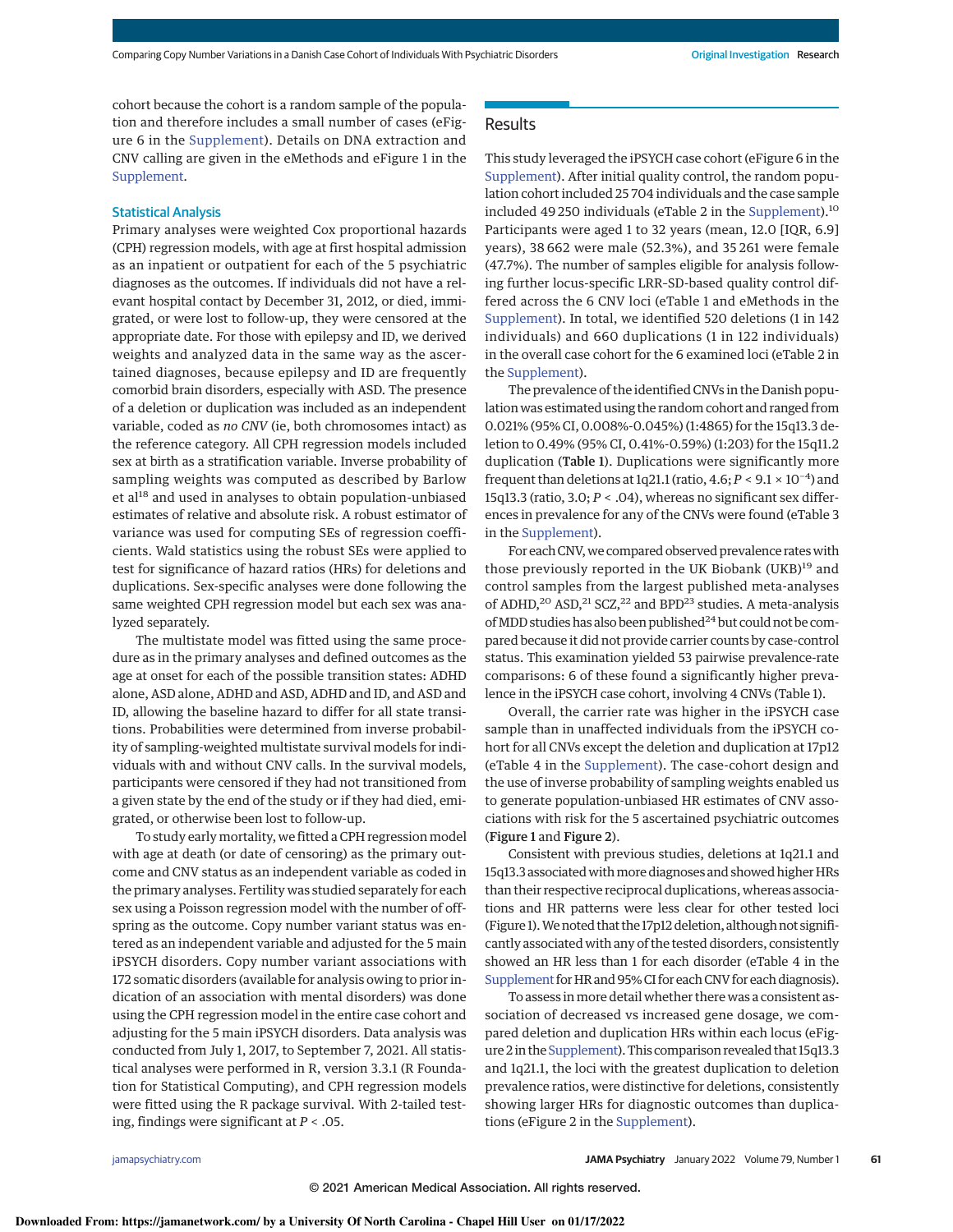cohort because the cohort is a random sample of the population and therefore includes a small number of cases (eFigure 6 in the Supplement). Details on DNA extraction and CNV calling are given in the eMethods and eFigure 1 in the Supplement.

### Statistical Analysis

Primary analyses were weighted Cox proportional hazards (CPH) regression models, with age at first hospital admission as an inpatient or outpatient for each of the 5 psychiatric diagnoses as the outcomes. If individuals did not have a relevant hospital contact by December 31, 2012, or died, immigrated, or were lost to follow-up, they were censored at the appropriate date. For those with epilepsy and ID, we derived weights and analyzed data in the same way as the ascertained diagnoses, because epilepsy and ID are frequently comorbid brain disorders, especially with ASD. The presence of a deletion or duplication was included as an independent variable, coded as *no CNV* (ie, both chromosomes intact) as the reference category. All CPH regression models included sex at birth as a stratification variable. Inverse probability of sampling weights was computed as described by Barlow et al[18] and used in analyses to obtain population-unbiased estimates of relative and absolute risk. A robust estimator of variance was used for computing SEs of regression coefficients. Wald statistics using the robust SEs were applied to test for significance of hazard ratios (HRs) for deletions and duplications. Sex-specific analyses were done following the same weighted CPH regression model but each sex was analyzed separately.

The multistate model was fitted using the same procedure as in the primary analyses and defined outcomes as the age at onset for each of the possible transition states: ADHD alone, ASD alone, ADHD and ASD, ADHD and ID, and ASD and ID, allowing the baseline hazard to differ for all state transitions. Probabilities were determined from inverse probability of sampling-weighted multistate survival models for individuals with and without CNV calls. In the survival models, participants were censored if they had not transitioned from a given state by the end of the study or if they had died, emigrated, or otherwise been lost to follow-up.

To study early mortality, we fitted a CPH regression model with age at death (or date of censoring) as the primary outcome and CNV status as an independent variable as coded in the primary analyses. Fertility was studied separately for each sex using a Poisson regression model with the number of offspring as the outcome. Copy number variant status was entered as an independent variable and adjusted for the 5 main iPSYCH disorders. Copy number variant associations with 172 somatic disorders (available for analysis owing to prior indication of an association with mental disorders) was done using the CPH regression model in the entire case cohort and adjusting for the 5 main iPSYCH disorders. Data analysis was conducted from July 1, 2017, to September 7, 2021. All statistical analyses were performed in R, version 3.3.1 (R Foundation for Statistical Computing), and CPH regression models were fitted using the R package survival. With 2-tailed testing, findings were significant at $P < .05$.

## Results

This study leveraged the iPSYCH case cohort (eFigure 6 in the Supplement). After initial quality control, the random population cohort included 25 704 individuals and the case sample included 49 250 individuals (eTable 2 in the Supplement).[10] Participants were aged 1 to 32 years (mean, 12.0 [IQR, 6.9] years), 38 662 were male (52.3%), and 35 261 were female (47.7%). The number of samples eligible for analysis following further locus-specific LRR-SD-based quality control differed across the 6 CNV loci (eTable 1 and eMethods in the Supplement). In total, we identified 520 deletions (1 in 142 individuals) and 660 duplications (1 in 122 individuals) in the overall case cohort for the 6 examined loci (eTable 2 in the Supplement).

The prevalence of the identified CNVs in the Danish population was estimated using the random cohort and ranged from 0.021% (95% CI, 0.008%-0.045%) (1:4865) for the 15q13.3 deletion to 0.49% (95% CI, 0.41%-0.59%) (1:203) for the 15q11.2 duplication (**Table 1**). Duplications were significantly more frequent than deletions at 1q21.1 (ratio, 4.6; $P < 9.1 \times 10^{-4}$) and 15q13.3 (ratio, 3.0; $P < .04$), whereas no significant sex differences in prevalence for any of the CNVs were found (eTable 3 in the Supplement).

For each CNV, we compared observed prevalence rates with those previously reported in the UK Biobank (UKB)[19] and control samples from the largest published meta-analyses of ADHD,[20] ASD,[21] SCZ,[22] and BPD[23] studies. A meta-analysis of MDD studies has also been published[24] but could not be compared because it did not provide carrier counts by case-control status. This examination yielded 53 pairwise prevalence-rate comparisons: 6 of these found a significantly higher prevalence in the iPSYCH case cohort, involving 4 CNVs (Table 1).

Overall, the carrier rate was higher in the iPSYCH case sample than in unaffected individuals from the iPSYCH cohort for all CNVs except the deletion and duplication at 17p12 (eTable 4 in the Supplement). The case-cohort design and the use of inverse probability of sampling weights enabled us to generate population-unbiased HR estimates of CNV associations with risk for the 5 ascertained psychiatric outcomes (**Figure 1** and **Figure 2**).

Consistent with previous studies, deletions at 1q21.1 and 15q13.3 associated with more diagnoses and showed higher HRs than their respective reciprocal duplications, whereas associations and HR patterns were less clear for other tested loci (Figure 1). We noted that the 17p12 deletion, although not significantly associated with any of the tested disorders, consistently showed an HR less than 1 for each disorder (eTable 4 in the Supplement for HR and 95% CI for each CNV for each diagnosis).

To assess in more detail whether there was a consistent association of decreased vs increased gene dosage, we compared deletion and duplication HRs within each locus (eFigure 2 in the Supplement). This comparison revealed that 15q13.3 and 1q21.1, the loci with the greatest duplication to deletion prevalence ratios, were distinctive for deletions, consistently showing larger HRs for diagnostic outcomes than duplications (eFigure 2 in the Supplement).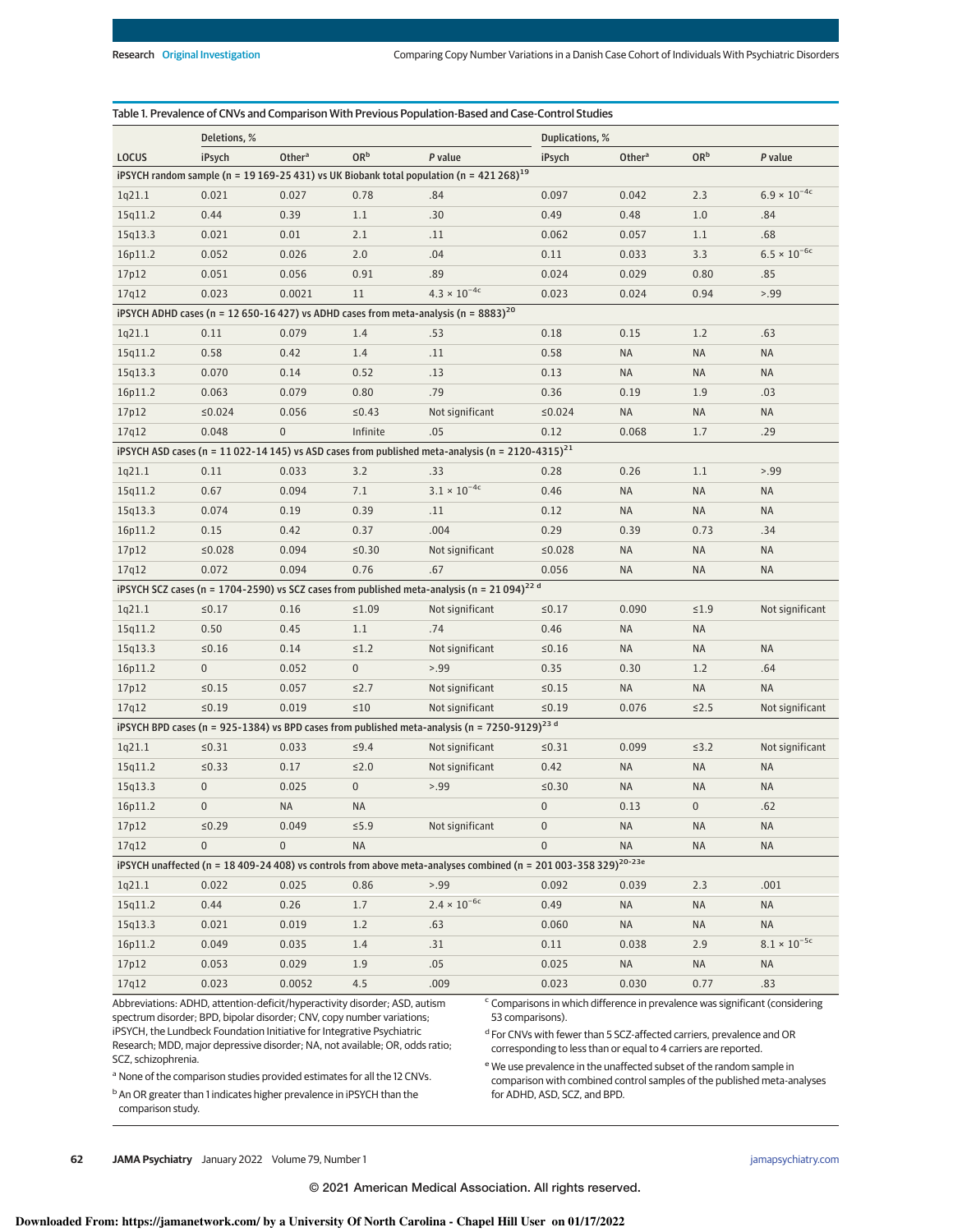Table 1. Prevalence of CNVs and Comparison With Previous Population-Based and Case-Control Studies

| | Deletions, % | | | | Duplications, % | | | |
|---|---|---|---|---|---|---|---|---|
| LOCUS | iPsych | Other[a] | OR[b] | P value | iPsych | Other[a] | OR[b] | P value |
| **iPSYCH random sample (n = 19 169-25 431) vs UK Biobank total population (n = 421 268)[19]** | | | | | | | | |
| 1q21.1 | 0.021 | 0.027 | 0.78 | .84 | 0.097 | 0.042 | 2.3 | $6.9 \times 10^{-4}$[c] |
| 15q11.2 | 0.44 | 0.39 | 1.1 | .30 | 0.49 | 0.48 | 1.0 | .84 |
| 15q13.3 | 0.021 | 0.01 | 2.1 | .11 | 0.062 | 0.057 | 1.1 | .68 |
| 16p11.2 | 0.052 | 0.026 | 2.0 | .04 | 0.11 | 0.033 | 3.3 | $6.5 \times 10^{-6}$[c] |
| 17p12 | 0.051 | 0.056 | 0.91 | .89 | 0.024 | 0.029 | 0.80 | .85 |
| 17q12 | 0.023 | 0.0021 | 11 | $4.3 \times 10^{-4}$[c] | 0.023 | 0.024 | 0.94 | >.99 |
| **iPSYCH ADHD cases (n = 12 650-16 427) vs ADHD cases from meta-analysis (n = 8883)[20]** | | | | | | | | |
| 1q21.1 | 0.11 | 0.079 | 1.4 | .53 | 0.18 | 0.15 | 1.2 | .63 |
| 15q11.2 | 0.58 | 0.42 | 1.4 | .11 | 0.58 | NA | NA | NA |
| 15q13.3 | 0.070 | 0.14 | 0.52 | .13 | 0.13 | NA | NA | NA |
| 16p11.2 | 0.063 | 0.079 | 0.80 | .79 | 0.36 | 0.19 | 1.9 | .03 |
| 17p12 | ≤0.024 | 0.056 | ≤0.43 | Not significant | ≤0.024 | NA | NA | NA |
| 17q12 | 0.048 | 0 | Infinite | .05 | 0.12 | 0.068 | 1.7 | .29 |
| **iPSYCH ASD cases (n = 11 022-14 145) vs ASD cases from published meta-analysis (n = 2120-4315)[21]** | | | | | | | | |
| 1q21.1 | 0.11 | 0.033 | 3.2 | .33 | 0.28 | 0.26 | 1.1 | >.99 |
| 15q11.2 | 0.67 | 0.094 | 7.1 | $3.1 \times 10^{-4}$[c] | 0.46 | NA | NA | NA |
| 15q13.3 | 0.074 | 0.19 | 0.39 | .11 | 0.12 | NA | NA | NA |
| 16p11.2 | 0.15 | 0.42 | 0.37 | .004 | 0.29 | 0.39 | 0.73 | .34 |
| 17p12 | ≤0.028 | 0.094 | ≤0.30 | Not significant | ≤0.028 | NA | NA | NA |
| 17q12 | 0.072 | 0.094 | 0.76 | .67 | 0.056 | NA | NA | NA |
| **iPSYCH SCZ cases (n = 1704-2590) vs SCZ cases from published meta-analysis (n = 21 094)[22,d]** | | | | | | | | |
| 1q21.1 | ≤0.17 | 0.16 | ≤1.09 | Not significant | ≤0.17 | 0.090 | ≤1.9 | Not significant |
| 15q11.2 | 0.50 | 0.45 | 1.1 | .74 | 0.46 | NA | NA | |
| 15q13.3 | ≤0.16 | 0.14 | ≤1.2 | Not significant | ≤0.16 | NA | NA | NA |
| 16p11.2 | 0 | 0.052 | 0 | >.99 | 0.35 | 0.30 | 1.2 | .64 |
| 17p12 | ≤0.15 | 0.057 | ≤2.7 | Not significant | ≤0.15 | NA | NA | NA |
| 17q12 | ≤0.19 | 0.019 | ≤10 | Not significant | ≤0.19 | 0.076 | ≤2.5 | Not significant |
| **iPSYCH BPD cases (n = 925-1384) vs BPD cases from published meta-analysis (n = 7250-9129)[23,d]** | | | | | | | | |
| 1q21.1 | ≤0.31 | 0.033 | ≤9.4 | Not significant | ≤0.31 | 0.099 | ≤3.2 | Not significant |
| 15q11.2 | ≤0.33 | 0.17 | ≤2.0 | Not significant | 0.42 | NA | NA | NA |
| 15q13.3 | 0 | 0.025 | 0 | >.99 | ≤0.30 | NA | NA | NA |
| 16p11.2 | 0 | NA | NA | | 0 | 0.13 | 0 | .62 |
| 17p12 | ≤0.29 | 0.049 | ≤5.9 | Not significant | 0 | NA | NA | NA |
| 17q12 | 0 | 0 | NA | | 0 | NA | NA | NA |
| **iPSYCH unaffected (n = 18 409-24 408) vs controls from above meta-analyses combined (n = 201 003-358 329)[20-23,e]** | | | | | | | | |
| 1q21.1 | 0.022 | 0.025 | 0.86 | >.99 | 0.092 | 0.039 | 2.3 | .001 |
| 15q11.2 | 0.44 | 0.26 | 1.7 | $2.4 \times 10^{-6}$[c] | 0.49 | NA | NA | NA |
| 15q13.3 | 0.021 | 0.019 | 1.2 | .63 | 0.060 | NA | NA | NA |
| 16p11.2 | 0.049 | 0.035 | 1.4 | .31 | 0.11 | 0.038 | 2.9 | $8.1 \times 10^{-5}$[c] |
| 17p12 | 0.053 | 0.029 | 1.9 | .05 | 0.025 | NA | NA | NA |
| 17q12 | 0.023 | 0.0052 | 4.5 | .009 | 0.023 | 0.030 | 0.77 | .83 |

Abbreviations: ADHD, attention-deficit/hyperactivity disorder; ASD, autism spectrum disorder; BPD, bipolar disorder; CNV, copy number variations; iPSYCH, the Lundbeck Foundation Initiative for Integrative Psychiatric Research; MDD, major depressive disorder; NA, not available; OR, odds ratio; SCZ, schizophrenia.

[a] None of the comparison studies provided estimates for all the 12 CNVs.

[b] An OR greater than 1 indicates higher prevalence in iPSYCH than the comparison study.

[c] Comparisons in which difference in prevalence was significant (considering 53 comparisons).

[d] For CNVs with fewer than 5 SCZ-affected carriers, prevalence and OR corresponding to less than or equal to 4 carriers are reported.

[e] We use prevalence in the unaffected subset of the random sample in comparison with combined control samples of the published meta-analyses for ADHD, ASD, SCZ, and BPD.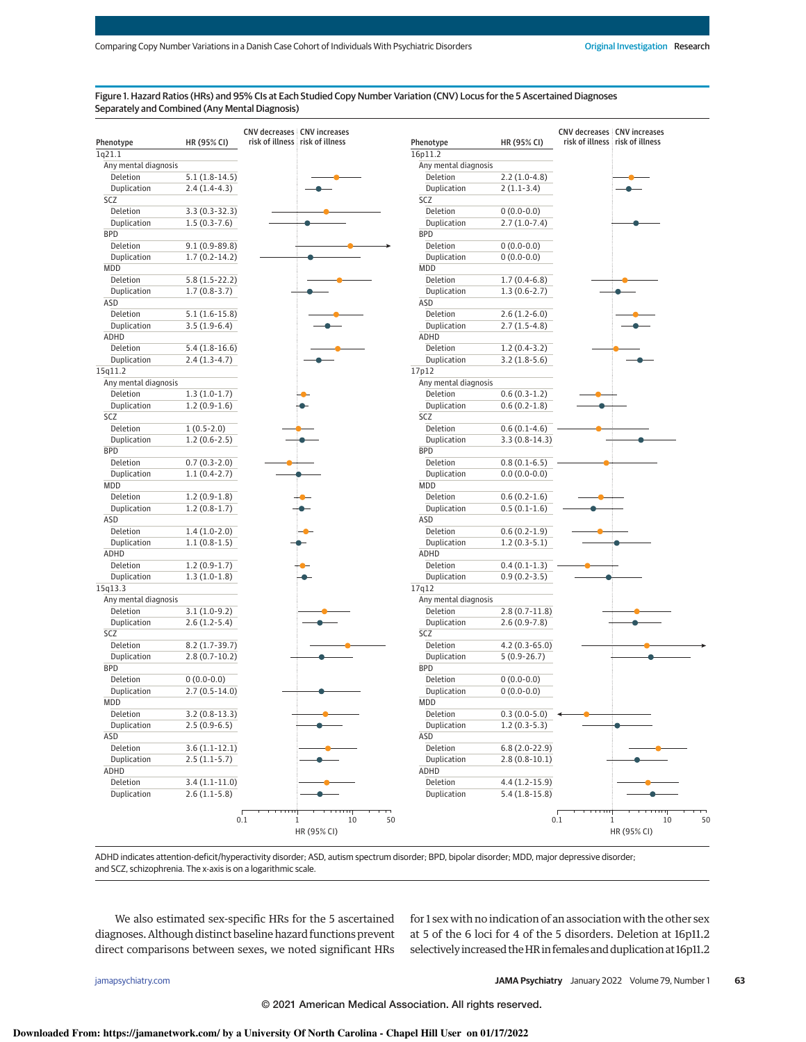Figure 1. Hazard Ratios (HRs) and 95% CIs at Each Studied Copy Number Variation (CNV) Locus for the 5 Ascertained Diagnoses Separately and Combined (Any Mental Diagnosis)

| Phenotype | HR (95% CI) |
|---|---|
| **1q21.1** | |
| Any mental diagnosis | |
| Deletion | 5.1 (1.8-14.5) |
| Duplication | 2.4 (1.4-4.3) |
| SCZ | |
| Deletion | 3.3 (0.3-32.3) |
| Duplication | 1.5 (0.3-7.6) |
| BPD | |
| Deletion | 9.1 (0.9-89.8) |
| Duplication | 1.7 (0.2-14.2) |
| MDD | |
| Deletion | 5.8 (1.5-22.2) |
| Duplication | 1.7 (0.8-3.7) |
| ASD | |
| Deletion | 5.1 (1.6-15.8) |
| Duplication | 3.5 (1.9-6.4) |
| ADHD | |
| Deletion | 5.4 (1.8-16.6) |
| Duplication | 2.4 (1.3-4.7) |
| **15q11.2** | |
| Any mental diagnosis | |
| Deletion | 1.3 (1.0-1.7) |
| Duplication | 1.2 (0.9-1.6) |
| SCZ | |
| Deletion | 1 (0.5-2.0) |
| Duplication | 1.2 (0.6-2.5) |
| BPD | |
| Deletion | 0.7 (0.3-2.0) |
| Duplication | 1.1 (0.4-2.7) |
| MDD | |
| Deletion | 1.2 (0.9-1.8) |
| Duplication | 1.2 (0.8-1.7) |
| ASD | |
| Deletion | 1.4 (1.0-2.0) |
| Duplication | 1.1 (0.8-1.5) |
| ADHD | |
| Deletion | 1.2 (0.9-1.7) |
| Duplication | 1.3 (1.0-1.8) |
| **15q13.3** | |
| Any mental diagnosis | |
| Deletion | 3.1 (1.0-9.2) |
| Duplication | 2.6 (1.2-5.4) |
| SCZ | |
| Deletion | 8.2 (1.7-39.7) |
| Duplication | 2.8 (0.7-10.2) |
| BPD | |
| Deletion | 0 (0.0-0.0) |
| Duplication | 2.7 (0.5-14.0) |
| MDD | |
| Deletion | 3.2 (0.8-13.3) |
| Duplication | 2.5 (0.9-6.5) |
| ASD | |
| Deletion | 3.6 (1.1-12.1) |
| Duplication | 2.5 (1.1-5.7) |
| ADHD | |
| Deletion | 3.4 (1.1-11.0) |
| Duplication | 2.6 (1.1-5.8) |

| Phenotype | HR (95% CI) |
|---|---|
| **16p11.2** | |
| Any mental diagnosis | |
| Deletion | 2.2 (1.0-4.8) |
| Duplication | 2 (1.1-3.4) |
| SCZ | |
| Deletion | 0 (0.0-0.0) |
| Duplication | 2.7 (1.0-7.4) |
| BPD | |
| Deletion | 0 (0.0-0.0) |
| Duplication | 0 (0.0-0.0) |
| MDD | |
| Deletion | 1.7 (0.4-6.8) |
| Duplication | 1.3 (0.6-2.7) |
| ASD | |
| Deletion | 2.6 (1.2-6.0) |
| Duplication | 2.7 (1.5-4.8) |
| ADHD | |
| Deletion | 1.2 (0.4-3.2) |
| Duplication | 3.2 (1.8-5.6) |
| **17p12** | |
| Any mental diagnosis | |
| Deletion | 0.6 (0.3-1.2) |
| Duplication | 0.6 (0.2-1.8) |
| SCZ | |
| Deletion | 0.6 (0.1-4.6) |
| Duplication | 3.3 (0.8-14.3) |
| BPD | |
| Deletion | 0.8 (0.1-6.5) |
| Duplication | 0.0 (0.0-0.0) |
| MDD | |
| Deletion | 0.6 (0.2-1.6) |
| Duplication | 0.5 (0.1-1.6) |
| ASD | |
| Deletion | 0.6 (0.2-1.9) |
| Duplication | 1.2 (0.3-5.1) |
| ADHD | |
| Deletion | 0.4 (0.1-1.3) |
| Duplication | 0.9 (0.2-3.5) |
| **17q12** | |
| Any mental diagnosis | |
| Deletion | 2.8 (0.7-11.8) |
| Duplication | 2.6 (0.9-7.8) |
| SCZ | |
| Deletion | 4.2 (0.3-65.0) |
| Duplication | 5 (0.9-26.7) |
| BPD | |
| Deletion | 0 (0.0-0.0) |
| Duplication | 0 (0.0-0.0) |
| MDD | |
| Deletion | 0.3 (0.0-5.0) |
| Duplication | 1.2 (0.3-5.3) |
| ASD | |
| Deletion | 6.8 (2.0-22.9) |
| Duplication | 2.8 (0.8-10.1) |
| ADHD | |
| Deletion | 4.4 (1.2-15.9) |
| Duplication | 5.4 (1.8-15.8) |

ADHD indicates attention-deficit/hyperactivity disorder; ASD, autism spectrum disorder; BPD, bipolar disorder; MDD, major depressive disorder; and SCZ, schizophrenia. The x-axis is on a logarithmic scale.

We also estimated sex-specific HRs for the 5 ascertained diagnoses. Although distinct baseline hazard functions prevent direct comparisons between sexes, we noted significant HRs for 1 sex with no indication of an association with the other sex at 5 of the 6 loci for 4 of the 5 disorders. Deletion at 16p11.2 selectively increased the HR in females and duplication at 16p11.2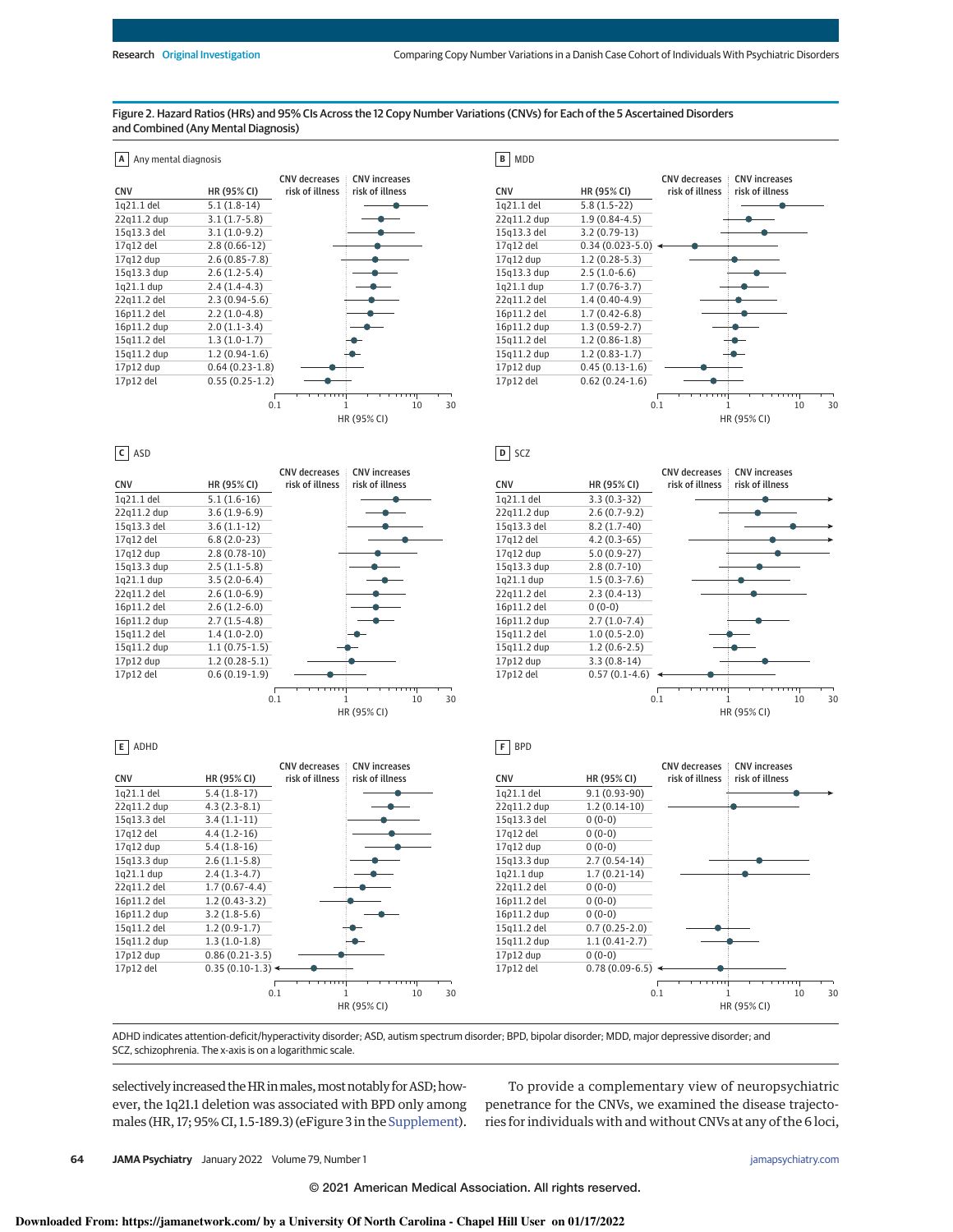Figure 2. Hazard Ratios (HRs) and 95% CIs Across the 12 Copy Number Variations (CNVs) for Each of the 5 Ascertained Disorders and Combined (Any Mental Diagnosis)

**A Any mental diagnosis**

| CNV | HR (95% CI) |
|---|---|
| 1q21.1 del | 5.1 (1.8-14) |
| 22q11.2 dup | 3.1 (1.7-5.8) |
| 15q13.3 del | 3.1 (1.0-9.2) |
| 17q12 del | 2.8 (0.66-12) |
| 17q12 dup | 2.6 (0.85-7.8) |
| 15q13.3 dup | 2.6 (1.2-5.4) |
| 1q21.1 dup | 2.4 (1.4-4.3) |
| 22q11.2 del | 2.3 (0.94-5.6) |
| 16p11.2 del | 2.2 (1.0-4.8) |
| 16p11.2 dup | 2.0 (1.1-3.4) |
| 15q11.2 del | 1.3 (1.0-1.7) |
| 15q11.2 dup | 1.2 (0.94-1.6) |
| 17p12 dup | 0.64 (0.23-1.8) |
| 17p12 del | 0.55 (0.25-1.2) |

**B MDD**

| CNV | HR (95% CI) |
|---|---|
| 1q21.1 del | 5.8 (1.5-22) |
| 22q11.2 dup | 1.9 (0.84-4.5) |
| 15q13.3 del | 3.2 (0.79-13) |
| 17q12 del | 0.34 (0.023-5.0) |
| 17q12 dup | 1.2 (0.28-5.3) |
| 15q13.3 dup | 2.5 (1.0-6.6) |
| 1q21.1 dup | 1.7 (0.76-3.7) |
| 22q11.2 del | 1.4 (0.40-4.9) |
| 16p11.2 del | 1.7 (0.42-6.8) |
| 16p11.2 dup | 1.3 (0.59-2.7) |
| 15q11.2 del | 1.2 (0.86-1.8) |
| 15q11.2 dup | 1.2 (0.83-1.7) |
| 17p12 dup | 0.45 (0.13-1.6) |
| 17p12 del | 0.62 (0.24-1.6) |

**C ASD**

| CNV | HR (95% CI) |
|---|---|
| 1q21.1 del | 5.1 (1.6-16) |
| 22q11.2 dup | 3.6 (1.9-6.9) |
| 15q13.3 del | 3.6 (1.1-12) |
| 17q12 del | 6.8 (2.0-23) |
| 17q12 dup | 2.8 (0.78-10) |
| 15q13.3 dup | 2.5 (1.1-5.8) |
| 1q21.1 dup | 3.5 (2.0-6.4) |
| 22q11.2 del | 2.6 (1.0-6.9) |
| 16p11.2 del | 2.6 (1.2-6.0) |
| 16p11.2 dup | 2.7 (1.5-4.8) |
| 15q11.2 del | 1.4 (1.0-2.0) |
| 15q11.2 dup | 1.1 (0.75-1.5) |
| 17p12 dup | 1.2 (0.28-5.1) |
| 17p12 del | 0.6 (0.19-1.9) |

**D SCZ**

| CNV | HR (95% CI) |
|---|---|
| 1q21.1 del | 3.3 (0.3-32) |
| 22q11.2 dup | 2.6 (0.7-9.2) |
| 15q13.3 del | 8.2 (1.7-40) |
| 17q12 del | 4.2 (0.3-65) |
| 17q12 dup | 5.0 (0.9-27) |
| 15q13.3 dup | 2.8 (0.7-10) |
| 1q21.1 dup | 1.5 (0.3-7.6) |
| 22q11.2 del | 2.3 (0.4-13) |
| 16p11.2 del | 0 (0-0) |
| 16p11.2 dup | 2.7 (1.0-7.4) |
| 15q11.2 del | 1.0 (0.5-2.0) |
| 15q11.2 dup | 1.2 (0.6-2.5) |
| 17p12 dup | 3.3 (0.8-14) |
| 17p12 del | 0.57 (0.1-4.6) |

**E ADHD**

| CNV | HR (95% CI) |
|---|---|
| 1q21.1 del | 5.4 (1.8-17) |
| 22q11.2 dup | 4.3 (2.3-8.1) |
| 15q13.3 del | 3.4 (1.1-11) |
| 17q12 del | 4.4 (1.2-16) |
| 17q12 dup | 5.4 (1.8-16) |
| 15q13.3 dup | 2.6 (1.1-5.8) |
| 1q21.1 dup | 2.4 (1.3-4.7) |
| 22q11.2 del | 1.7 (0.67-4.4) |
| 16p11.2 del | 1.2 (0.43-3.2) |
| 16p11.2 dup | 3.2 (1.8-5.6) |
| 15q11.2 del | 1.2 (0.9-1.7) |
| 15q11.2 dup | 1.3 (1.0-1.8) |
| 17p12 dup | 0.86 (0.21-3.5) |
| 17p12 del | 0.35 (0.10-1.3) |

**F BPD**

| CNV | HR (95% CI) |
|---|---|
| 1q21.1 del | 9.1 (0.93-90) |
| 22q11.2 dup | 1.2 (0.14-10) |
| 15q13.3 del | 0 (0-0) |
| 17q12 del | 0 (0-0) |
| 17q12 dup | 0 (0-0) |
| 15q13.3 dup | 2.7 (0.54-14) |
| 1q21.1 dup | 1.7 (0.21-14) |
| 22q11.2 del | 0 (0-0) |
| 16p11.2 del | 0 (0-0) |
| 16p11.2 dup | 0 (0-0) |
| 15q11.2 del | 0.7 (0.25-2.0) |
| 15q11.2 dup | 1.1 (0.41-2.7) |
| 17p12 dup | 0 (0-0) |
| 17p12 del | 0.78 (0.09-6.5) |

ADHD indicates attention-deficit/hyperactivity disorder; ASD, autism spectrum disorder; BPD, bipolar disorder; MDD, major depressive disorder; and SCZ, schizophrenia. The x-axis is on a logarithmic scale.

selectively increased the HR in males, most notably for ASD; however, the 1q21.1 deletion was associated with BPD only among males (HR, 17; 95% CI, 1.5-189.3) (eFigure 3 in the Supplement).

To provide a complementary view of neuropsychiatric penetrance for the CNVs, we examined the disease trajectories for individuals with and without CNVs at any of the 6 loci,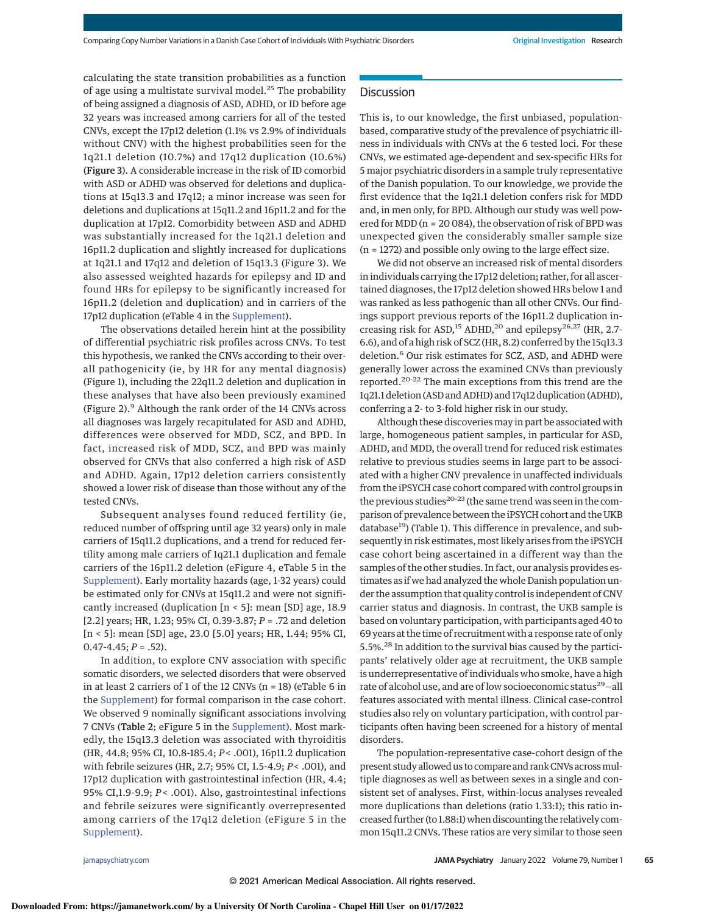calculating the state transition probabilities as a function of age using a multistate survival model.[25] The probability of being assigned a diagnosis of ASD, ADHD, or ID before age 32 years was increased among carriers for all of the tested CNVs, except the 17p12 deletion (1.1% vs 2.9% of individuals without CNV) with the highest probabilities seen for the 1q21.1 deletion (10.7%) and 17q12 duplication (10.6%) (Figure 3). A considerable increase in the risk of ID comorbid with ASD or ADHD was observed for deletions and duplications at 15q13.3 and 17q12; a minor increase was seen for deletions and duplications at 15q11.2 and 16p11.2 and for the duplication at 17p12. Comorbidity between ASD and ADHD was substantially increased for the 1q21.1 deletion and 16p11.2 duplication and slightly increased for duplications at 1q21.1 and 17q12 and deletion of 15q13.3 (Figure 3). We also assessed weighted hazards for epilepsy and ID and found HRs for epilepsy to be significantly increased for 16p11.2 (deletion and duplication) and in carriers of the 17p12 duplication (eTable 4 in the Supplement).

The observations detailed herein hint at the possibility of differential psychiatric risk profiles across CNVs. To test this hypothesis, we ranked the CNVs according to their overall pathogenicity (ie, by HR for any mental diagnosis) (Figure 1), including the 22q11.2 deletion and duplication in these analyses that have also been previously examined (Figure 2).[9] Although the rank order of the 14 CNVs across all diagnoses was largely recapitulated for ASD and ADHD, differences were observed for MDD, SCZ, and BPD. In fact, increased risk of MDD, SCZ, and BPD was mainly observed for CNVs that also conferred a high risk of ASD and ADHD. Again, 17p12 deletion carriers consistently showed a lower risk of disease than those without any of the tested CNVs.

Subsequent analyses found reduced fertility (ie, reduced number of offspring until age 32 years) only in male carriers of 15q11.2 duplications, and a trend for reduced fertility among male carriers of 1q21.1 duplication and female carriers of the 16p11.2 deletion (eFigure 4, eTable 5 in the Supplement). Early mortality hazards (age, 1-32 years) could be estimated only for CNVs at 15q11.2 and were not significantly increased (duplication [n < 5]: mean [SD] age, 18.9 [2.2] years; HR, 1.23; 95% CI, 0.39-3.87; *P* = .72 and deletion [n < 5]: mean [SD] age, 23.0 [5.0] years; HR, 1.44; 95% CI, 0.47-4.45; *P* = .52).

In addition, to explore CNV association with specific somatic disorders, we selected disorders that were observed in at least 2 carriers of 1 of the 12 CNVs (n = 18) (eTable 6 in the Supplement) for formal comparison in the case cohort. We observed 9 nominally significant associations involving 7 CNVs (Table 2; eFigure 5 in the Supplement). Most markedly, the 15q13.3 deletion was associated with thyroiditis (HR, 44.8; 95% CI, 10.8-185.4; *P* < .001), 16p11.2 duplication with febrile seizures (HR, 2.7; 95% CI, 1.5-4.9; *P* < .001), and 17p12 duplication with gastrointestinal infection (HR, 4.4; 95% CI,1.9-9.9; *P* < .001). Also, gastrointestinal infections and febrile seizures were significantly overrepresented among carriers of the 17q12 deletion (eFigure 5 in the Supplement).

## Discussion

This is, to our knowledge, the first unbiased, population-based, comparative study of the prevalence of psychiatric illness in individuals with CNVs at the 6 tested loci. For these CNVs, we estimated age-dependent and sex-specific HRs for 5 major psychiatric disorders in a sample truly representative of the Danish population. To our knowledge, we provide the first evidence that the 1q21.1 deletion confers risk for MDD and, in men only, for BPD. Although our study was well powered for MDD (n = 20 084), the observation of risk of BPD was unexpected given the considerably smaller sample size (n = 1272) and possible only owing to the large effect size.

We did not observe an increased risk of mental disorders in individuals carrying the 17p12 deletion; rather, for all ascertained diagnoses, the 17p12 deletion showed HRs below 1 and was ranked as less pathogenic than all other CNVs. Our findings support previous reports of the 16p11.2 duplication increasing risk for ASD,[15] ADHD,[20] and epilepsy[26,27] (HR, 2.7-6.6), and of a high risk of SCZ (HR, 8.2) conferred by the 15q13.3 deletion.[6] Our risk estimates for SCZ, ASD, and ADHD were generally lower across the examined CNVs than previously reported.[20-22] The main exceptions from this trend are the 1q21.1 deletion (ASD and ADHD) and 17q12 duplication (ADHD), conferring a 2- to 3-fold higher risk in our study.

Although these discoveries may in part be associated with large, homogeneous patient samples, in particular for ASD, ADHD, and MDD, the overall trend for reduced risk estimates relative to previous studies seems in large part to be associated with a higher CNV prevalence in unaffected individuals from the iPSYCH case cohort compared with control groups in the previous studies[20-23] (the same trend was seen in the comparison of prevalence between the iPSYCH cohort and the UKB database[19]) (Table 1). This difference in prevalence, and subsequently in risk estimates, most likely arises from the iPSYCH case cohort being ascertained in a different way than the samples of the other studies. In fact, our analysis provides estimates as if we had analyzed the whole Danish population under the assumption that quality control is independent of CNV carrier status and diagnosis. In contrast, the UKB sample is based on voluntary participation, with participants aged 40 to 69 years at the time of recruitment with a response rate of only 5.5%.[28] In addition to the survival bias caused by the participants' relatively older age at recruitment, the UKB sample is underrepresentative of individuals who smoke, have a high rate of alcohol use, and are of low socioeconomic status[29]—all features associated with mental illness. Clinical case-control studies also rely on voluntary participation, with control participants often having been screened for a history of mental disorders.

The population-representative case-cohort design of the present study allowed us to compare and rank CNVs across multiple diagnoses as well as between sexes in a single and consistent set of analyses. First, within-locus analyses revealed more duplications than deletions (ratio 1.33:1); this ratio increased further (to 1.88:1) when discounting the relatively common 15q11.2 CNVs. These ratios are very similar to those seen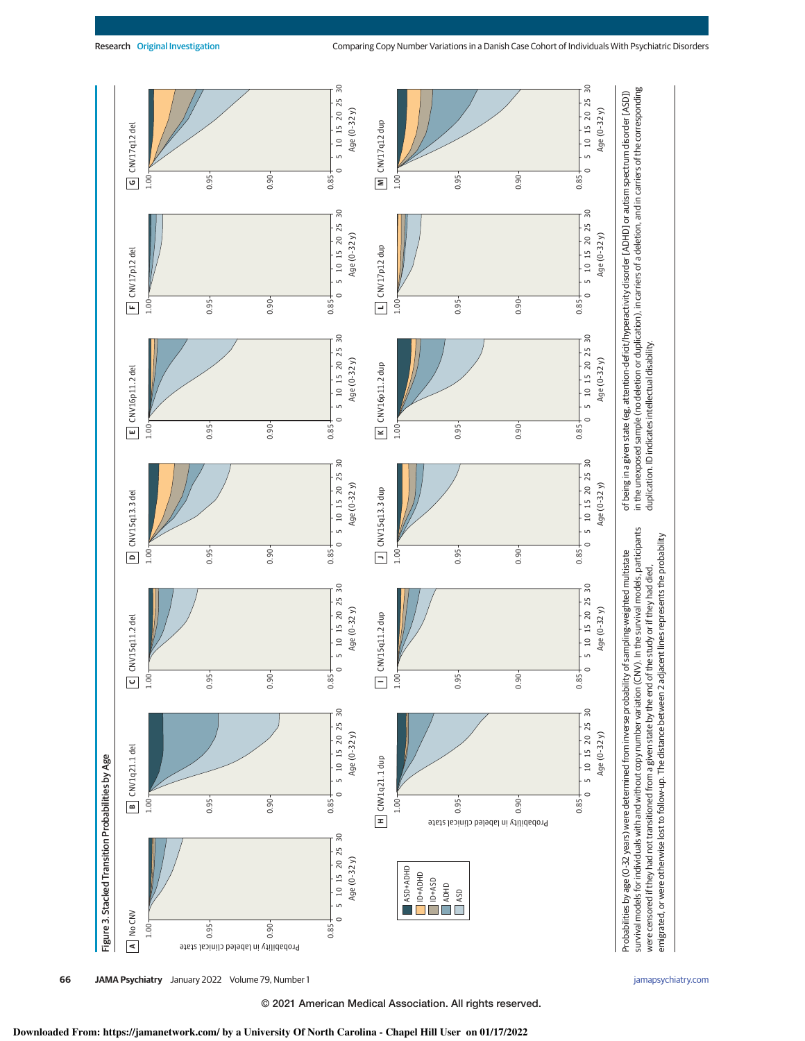Figure 3. Stacked Transition Probabilities by Age

Probabilities by age (0-32 years) were determined from inverse probability of sampling-weighted multistate survival models for individuals with and without copy number variation (CNV). In the survival models, participants were censored if they had not transitioned from a given state by the end of the study or if they had died, emigrated, or were otherwise lost to follow-up. The distance between 2 adjacent lines represents the probability of being in a given state (eg, attention-deficit/hyperactivity disorder [ADHD] or autism spectrum disorder [ASD]) in the unexposed sample (no deletion or duplication), in carriers of a deletion, and in carriers of the corresponding duplication. ID indicates intellectual disability.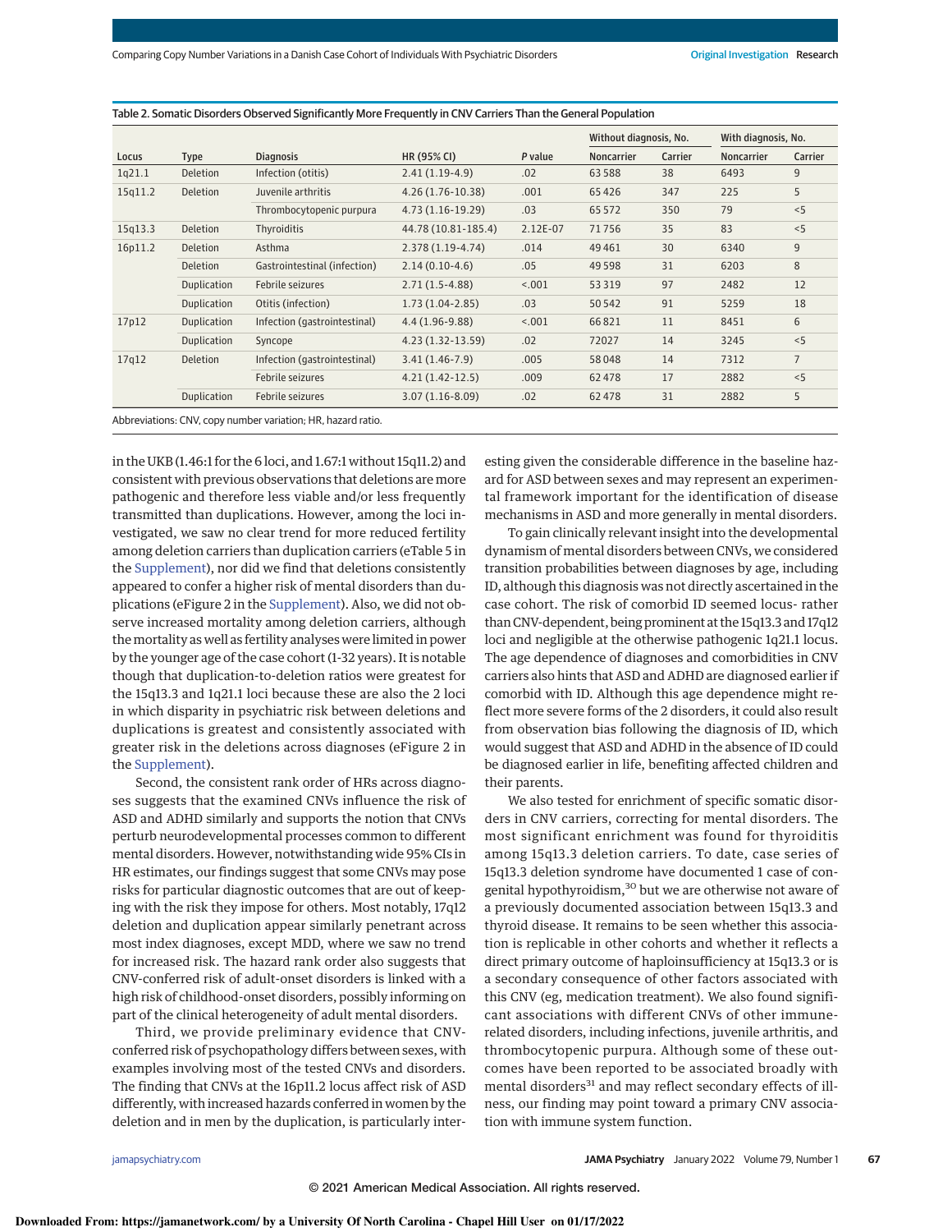Table 2. Somatic Disorders Observed Significantly More Frequently in CNV Carriers Than the General Population

| Locus | Type | Diagnosis | HR (95% CI) | P value | Without diagnosis, No. | | With diagnosis, No. | |
|---|---|---|---|---|---|---|---|---|
| | | | | | Noncarrier | Carrier | Noncarrier | Carrier |
| 1q21.1 | Deletion | Infection (otitis) | 2.41 (1.19-4.9) | .02 | 63 588 | 38 | 6493 | 9 |
| 15q11.2 | Deletion | Juvenile arthritis | 4.26 (1.76-10.38) | .001 | 65 426 | 347 | 225 | 5 |
| | | Thrombocytopenic purpura | 4.73 (1.16-19.29) | .03 | 65 572 | 350 | 79 | <5 |
| 15q13.3 | Deletion | Thyroiditis | 44.78 (10.81-185.4) | 2.12E-07 | 71 756 | 35 | 83 | <5 |
| 16p11.2 | Deletion | Asthma | 2.378 (1.19-4.74) | .014 | 49 461 | 30 | 6340 | 9 |
| | Deletion | Gastrointestinal (infection) | 2.14 (0.10-4.6) | .05 | 49 598 | 31 | 6203 | 8 |
| | Duplication | Febrile seizures | 2.71 (1.5-4.88) | <.001 | 53 319 | 97 | 2482 | 12 |
| | Duplication | Otitis (infection) | 1.73 (1.04-2.85) | .03 | 50 542 | 91 | 5259 | 18 |
| 17p12 | Duplication | Infection (gastrointestinal) | 4.4 (1.96-9.88) | <.001 | 66 821 | 11 | 8451 | 6 |
| | Duplication | Syncope | 4.23 (1.32-13.59) | .02 | 72027 | 14 | 3245 | <5 |
| 17q12 | Deletion | Infection (gastrointestinal) | 3.41 (1.46-7.9) | .005 | 58 048 | 14 | 7312 | 7 |
| | | Febrile seizures | 4.21 (1.42-12.5) | .009 | 62 478 | 17 | 2882 | <5 |
| | Duplication | Febrile seizures | 3.07 (1.16-8.09) | .02 | 62 478 | 31 | 2882 | 5 |

Abbreviations: CNV, copy number variation; HR, hazard ratio.

in the UKB (1.46:1 for the 6 loci, and 1.67:1 without 15q11.2) and consistent with previous observations that deletions are more pathogenic and therefore less viable and/or less frequently transmitted than duplications. However, among the loci investigated, we saw no clear trend for more reduced fertility among deletion carriers than duplication carriers (eTable 5 in the Supplement), nor did we find that deletions consistently appeared to confer a higher risk of mental disorders than duplications (eFigure 2 in the Supplement). Also, we did not observe increased mortality among deletion carriers, although the mortality as well as fertility analyses were limited in power by the younger age of the case cohort (1-32 years). It is notable though that duplication-to-deletion ratios were greatest for the 15q13.3 and 1q21.1 loci because these are also the 2 loci in which disparity in psychiatric risk between deletions and duplications is greatest and consistently associated with greater risk in the deletions across diagnoses (eFigure 2 in the Supplement).

Second, the consistent rank order of HRs across diagnoses suggests that the examined CNVs influence the risk of ASD and ADHD similarly and supports the notion that CNVs perturb neurodevelopmental processes common to different mental disorders. However, notwithstanding wide 95% CIs in HR estimates, our findings suggest that some CNVs may pose risks for particular diagnostic outcomes that are out of keeping with the risk they impose for others. Most notably, 17q12 deletion and duplication appear similarly penetrant across most index diagnoses, except MDD, where we saw no trend for increased risk. The hazard rank order also suggests that CNV-conferred risk of adult-onset disorders is linked with a high risk of childhood-onset disorders, possibly informing on part of the clinical heterogeneity of adult mental disorders.

Third, we provide preliminary evidence that CNV-conferred risk of psychopathology differs between sexes, with examples involving most of the tested CNVs and disorders. The finding that CNVs at the 16p11.2 locus affect risk of ASD differently, with increased hazards conferred in women by the deletion and in men by the duplication, is particularly interesting given the considerable difference in the baseline hazard for ASD between sexes and may represent an experimental framework important for the identification of disease mechanisms in ASD and more generally in mental disorders.

To gain clinically relevant insight into the developmental dynamism of mental disorders between CNVs, we considered transition probabilities between diagnoses by age, including ID, although this diagnosis was not directly ascertained in the case cohort. The risk of comorbid ID seemed locus- rather than CNV-dependent, being prominent at the 15q13.3 and 17q12 loci and negligible at the otherwise pathogenic 1q21.1 locus. The age dependence of diagnoses and comorbidities in CNV carriers also hints that ASD and ADHD are diagnosed earlier if comorbid with ID. Although this age dependence might reflect more severe forms of the 2 disorders, it could also result from observation bias following the diagnosis of ID, which would suggest that ASD and ADHD in the absence of ID could be diagnosed earlier in life, benefiting affected children and their parents.

We also tested for enrichment of specific somatic disorders in CNV carriers, correcting for mental disorders. The most significant enrichment was found for thyroiditis among 15q13.3 deletion carriers. To date, case series of 15q13.3 deletion syndrome have documented 1 case of congenital hypothyroidism,[30] but we are otherwise not aware of a previously documented association between 15q13.3 and thyroid disease. It remains to be seen whether this association is replicable in other cohorts and whether it reflects a direct primary outcome of haploinsufficiency at 15q13.3 or is a secondary consequence of other factors associated with this CNV (eg, medication treatment). We also found significant associations with different CNVs of other immune-related disorders, including infections, juvenile arthritis, and thrombocytopenic purpura. Although some of these outcomes have been reported to be associated broadly with mental disorders[31] and may reflect secondary effects of illness, our finding may point toward a primary CNV association with immune system function.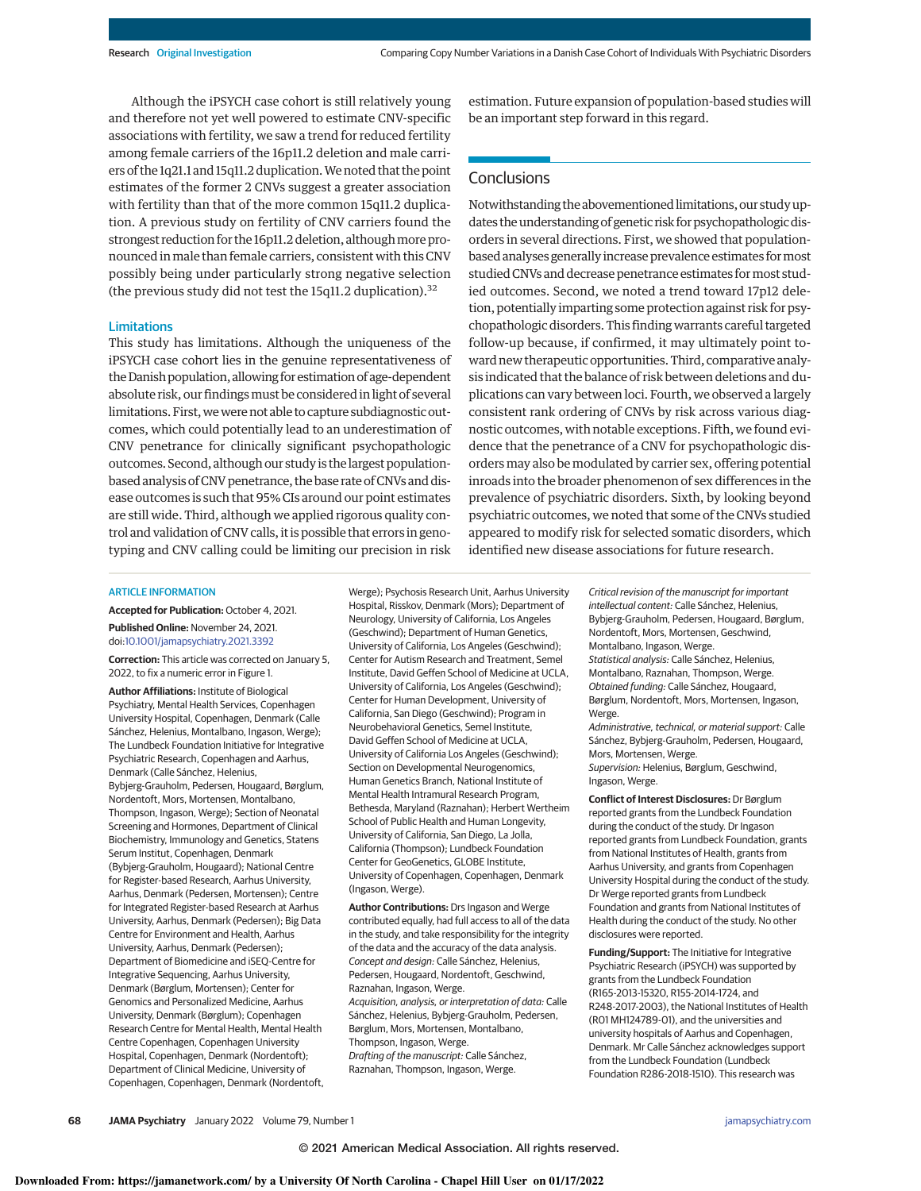Although the iPSYCH case cohort is still relatively young and therefore not yet well powered to estimate CNV-specific associations with fertility, we saw a trend for reduced fertility among female carriers of the 16p11.2 deletion and male carriers of the 1q21.1 and 15q11.2 duplication. We noted that the point estimates of the former 2 CNVs suggest a greater association with fertility than that of the more common 15q11.2 duplication. A previous study on fertility of CNV carriers found the strongest reduction for the 16p11.2 deletion, although more pronounced in male than female carriers, consistent with this CNV possibly being under particularly strong negative selection (the previous study did not test the 15q11.2 duplication).[32]

### Limitations

This study has limitations. Although the uniqueness of the iPSYCH case cohort lies in the genuine representativeness of the Danish population, allowing for estimation of age-dependent absolute risk, our findings must be considered in light of several limitations. First, we were not able to capture subdiagnostic outcomes, which could potentially lead to an underestimation of CNV penetrance for clinically significant psychopathologic outcomes. Second, although our study is the largest population-based analysis of CNV penetrance, the base rate of CNVs and disease outcomes is such that 95% CIs around our point estimates are still wide. Third, although we applied rigorous quality control and validation of CNV calls, it is possible that errors in genotyping and CNV calling could be limiting our precision in risk estimation. Future expansion of population-based studies will be an important step forward in this regard.

## Conclusions

Notwithstanding the abovementioned limitations, our study updates the understanding of genetic risk for psychopathologic disorders in several directions. First, we showed that population-based analyses generally increase prevalence estimates for most studied CNVs and decrease penetrance estimates for most studied outcomes. Second, we noted a trend toward 17p12 deletion, potentially imparting some protection against risk for psychopathologic disorders. This finding warrants careful targeted follow-up because, if confirmed, it may ultimately point toward new therapeutic opportunities. Third, comparative analysis indicated that the balance of risk between deletions and duplications can vary between loci. Fourth, we observed a largely consistent rank ordering of CNVs by risk across various diagnostic outcomes, with notable exceptions. Fifth, we found evidence that the penetrance of a CNV for psychopathologic disorders may also be modulated by carrier sex, offering potential inroads into the broader phenomenon of sex differences in the prevalence of psychiatric disorders. Sixth, by looking beyond psychiatric outcomes, we noted that some of the CNVs studied appeared to modify risk for selected somatic disorders, which identified new disease associations for future research.

ARTICLE INFORMATION

**Accepted for Publication:** October 4, 2021.

**Published Online:** November 24, 2021. doi:10.1001/jamapsychiatry.2021.3392

**Correction:** This article was corrected on January 5, 2022, to fix a numeric error in Figure 1.

**Author Affiliations:** Institute of Biological Psychiatry, Mental Health Services, Copenhagen University Hospital, Copenhagen, Denmark (Calle Sánchez, Helenius, Montalbano, Ingason, Werge); The Lundbeck Foundation Initiative for Integrative Psychiatric Research, Copenhagen and Aarhus, Denmark (Calle Sánchez, Helenius, Bybjerg-Grauholm, Pedersen, Hougaard, Børglum, Nordentoft, Mors, Mortensen, Montalbano, Thompson, Ingason, Werge); Section of Neonatal Screening and Hormones, Department of Clinical Biochemistry, Immunology and Genetics, Statens Serum Institut, Copenhagen, Denmark (Bybjerg-Grauholm, Hougaard); National Centre for Register-based Research, Aarhus University, Aarhus, Denmark (Pedersen, Mortensen); Centre for Integrated Register-based Research at Aarhus University, Aarhus, Denmark (Pedersen); Big Data Centre for Environment and Health, Aarhus University, Aarhus, Denmark (Pedersen); Department of Biomedicine and iSEQ-Centre for Integrative Sequencing, Aarhus University, Denmark (Børglum, Mortensen); Center for Genomics and Personalized Medicine, Aarhus University, Denmark (Børglum); Copenhagen Research Centre for Mental Health, Mental Health Centre Copenhagen, Copenhagen University Hospital, Copenhagen, Denmark (Nordentoft); Department of Clinical Medicine, University of Copenhagen, Copenhagen, Denmark (Nordentoft, Werge); Psychosis Research Unit, Aarhus University Hospital, Risskov, Denmark (Mors); Department of Neurology, University of California, Los Angeles (Geschwind); Department of Human Genetics, University of California, Los Angeles (Geschwind); Center for Autism Research and Treatment, Semel Institute, David Geffen School of Medicine at UCLA, University of California, Los Angeles (Geschwind); Center for Human Development, University of California, San Diego (Geschwind); Program in Neurobehavioral Genetics, Semel Institute, David Geffen School of Medicine at UCLA, University of California Los Angeles (Geschwind); Section on Developmental Neurogenomics, Human Genetics Branch, National Institute of Mental Health Intramural Research Program, Bethesda, Maryland (Raznahan); Herbert Wertheim School of Public Health and Human Longevity, University of California, San Diego, La Jolla, California (Thompson); Lundbeck Foundation Center for GeoGenetics, GLOBE Institute, University of Copenhagen, Copenhagen, Denmark (Ingason, Werge).

**Author Contributions:** Drs Ingason and Werge contributed equally, had full access to all of the data in the study, and take responsibility for the integrity of the data and the accuracy of the data analysis.
*Concept and design:* Calle Sánchez, Helenius, Pedersen, Hougaard, Nordentoft, Geschwind, Raznahan, Ingason, Werge.
*Acquisition, analysis, or interpretation of data:* Calle Sánchez, Helenius, Bybjerg-Grauholm, Pedersen, Børglum, Mors, Mortensen, Montalbano, Thompson, Ingason, Werge.
*Drafting of the manuscript:* Calle Sánchez, Raznahan, Thompson, Ingason, Werge.
*Critical revision of the manuscript for important intellectual content:* Calle Sánchez, Helenius, Bybjerg-Grauholm, Pedersen, Hougaard, Børglum, Nordentoft, Mors, Mortensen, Geschwind, Montalbano, Ingason, Werge.
*Statistical analysis:* Calle Sánchez, Helenius, Montalbano, Raznahan, Thompson, Werge.
*Obtained funding:* Calle Sánchez, Hougaard, Børglum, Nordentoft, Mors, Mortensen, Ingason, Werge.
*Administrative, technical, or material support:* Calle Sánchez, Bybjerg-Grauholm, Pedersen, Hougaard, Mors, Mortensen, Werge.
*Supervision:* Helenius, Børglum, Geschwind, Ingason, Werge.

**Conflict of Interest Disclosures:** Dr Børglum reported grants from the Lundbeck Foundation during the conduct of the study. Dr Ingason reported grants from Lundbeck Foundation, grants from National Institutes of Health, grants from Aarhus University, and grants from Copenhagen University Hospital during the conduct of the study. Dr Werge reported grants from Lundbeck Foundation and grants from National Institutes of Health during the conduct of the study. No other disclosures were reported.

**Funding/Support:** The Initiative for Integrative Psychiatric Research (iPSYCH) was supported by grants from the Lundbeck Foundation (R165-2013-15320, R155-2014-1724, and R248-2017-2003), the National Institutes of Health (R01 MH124789-01), and the universities and university hospitals of Aarhus and Copenhagen, Denmark. Mr Calle Sánchez acknowledges support from the Lundbeck Foundation (Lundbeck Foundation R286-2018-1510). This research was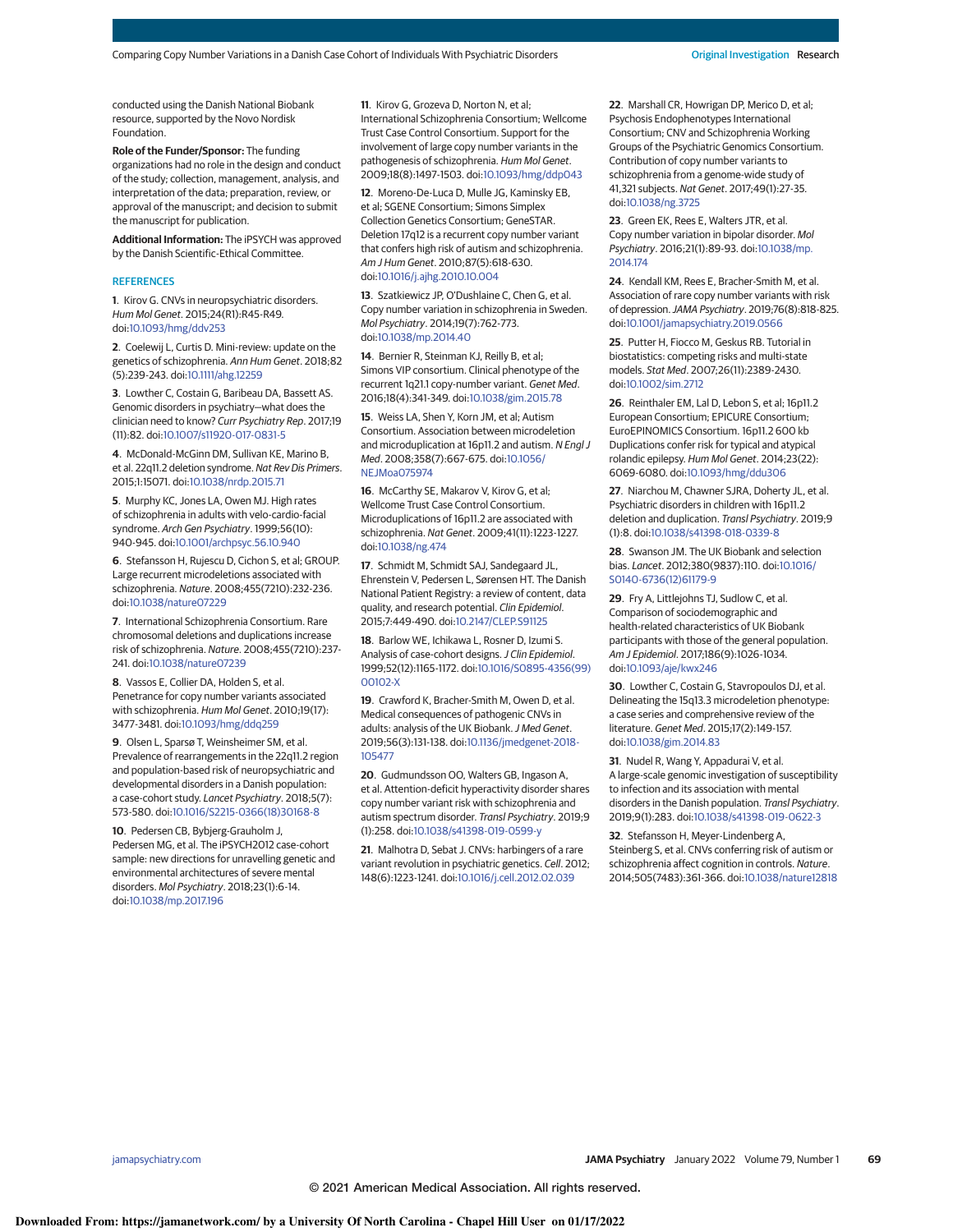conducted using the Danish National Biobank resource, supported by the Novo Nordisk Foundation.

**Role of the Funder/Sponsor:** The funding organizations had no role in the design and conduct of the study; collection, management, analysis, and interpretation of the data; preparation, review, or approval of the manuscript; and decision to submit the manuscript for publication.

**Additional Information:** The iPSYCH was approved by the Danish Scientific-Ethical Committee.

## REFERENCES

1. Kirov G. CNVs in neuropsychiatric disorders. *Hum Mol Genet*. 2015;24(R1):R45-R49. doi:10.1093/hmg/ddv253

2. Coelewij L, Curtis D. Mini-review: update on the genetics of schizophrenia. *Ann Hum Genet*. 2018;82(5):239-243. doi:10.1111/ahg.12259

3. Lowther C, Costain G, Baribeau DA, Bassett AS. Genomic disorders in psychiatry—what does the clinician need to know? *Curr Psychiatry Rep*. 2017;19(11):82. doi:10.1007/s11920-017-0831-5

4. McDonald-McGinn DM, Sullivan KE, Marino B, et al. 22q11.2 deletion syndrome. *Nat Rev Dis Primers*. 2015;1:15071. doi:10.1038/nrdp.2015.71

5. Murphy KC, Jones LA, Owen MJ. High rates of schizophrenia in adults with velo-cardio-facial syndrome. *Arch Gen Psychiatry*. 1999;56(10):940-945. doi:10.1001/archpsyc.56.10.940

6. Stefansson H, Rujescu D, Cichon S, et al; GROUP. Large recurrent microdeletions associated with schizophrenia. *Nature*. 2008;455(7210):232-236. doi:10.1038/nature07229

7. International Schizophrenia Consortium. Rare chromosomal deletions and duplications increase risk of schizophrenia. *Nature*. 2008;455(7210):237-241. doi:10.1038/nature07239

8. Vassos E, Collier DA, Holden S, et al. Penetrance for copy number variants associated with schizophrenia. *Hum Mol Genet*. 2010;19(17):3477-3481. doi:10.1093/hmg/ddq259

9. Olsen L, Sparsø T, Weinsheimer SM, et al. Prevalence of rearrangements in the 22q11.2 region and population-based risk of neuropsychiatric and developmental disorders in a Danish population: a case-cohort study. *Lancet Psychiatry*. 2018;5(7):573-580. doi:10.1016/S2215-0366(18)30168-8

10. Pedersen CB, Bybjerg-Grauholm J, Pedersen MG, et al. The iPSYCH2012 case-cohort sample: new directions for unravelling genetic and environmental architectures of severe mental disorders. *Mol Psychiatry*. 2018;23(1):6-14. doi:10.1038/mp.2017.196

11. Kirov G, Grozeva D, Norton N, et al; International Schizophrenia Consortium; Wellcome Trust Case Control Consortium. Support for the involvement of large copy number variants in the pathogenesis of schizophrenia. *Hum Mol Genet*. 2009;18(8):1497-1503. doi:10.1093/hmg/ddp043

12. Moreno-De-Luca D, Mulle JG, Kaminsky EB, et al; SGENE Consortium; Simons Simplex Collection Genetics Consortium; GeneSTAR. Deletion 17q12 is a recurrent copy number variant that confers high risk of autism and schizophrenia. *Am J Hum Genet*. 2010;87(5):618-630. doi:10.1016/j.ajhg.2010.10.004

13. Szatkiewicz JP, O'Dushlaine C, Chen G, et al. Copy number variation in schizophrenia in Sweden. *Mol Psychiatry*. 2014;19(7):762-773. doi:10.1038/mp.2014.40

14. Bernier R, Steinman KJ, Reilly B, et al; Simons VIP consortium. Clinical phenotype of the recurrent 1q21.1 copy-number variant. *Genet Med*. 2016;18(4):341-349. doi:10.1038/gim.2015.78

15. Weiss LA, Shen Y, Korn JM, et al; Autism Consortium. Association between microdeletion and microduplication at 16p11.2 and autism. *N Engl J Med*. 2008;358(7):667-675. doi:10.1056/NEJMoa075974

16. McCarthy SE, Makarov V, Kirov G, et al; Wellcome Trust Case Control Consortium. Microduplications of 16p11.2 are associated with schizophrenia. *Nat Genet*. 2009;41(11):1223-1227. doi:10.1038/ng.474

17. Schmidt M, Schmidt SAJ, Sandegaard JL, Ehrenstein V, Pedersen L, Sørensen HT. The Danish National Patient Registry: a review of content, data quality, and research potential. *Clin Epidemiol*. 2015;7:449-490. doi:10.2147/CLEP.S91125

18. Barlow WE, Ichikawa L, Rosner D, Izumi S. Analysis of case-cohort designs. *J Clin Epidemiol*. 1999;52(12):1165-1172. doi:10.1016/S0895-4356(99)00102-X

19. Crawford K, Bracher-Smith M, Owen D, et al. Medical consequences of pathogenic CNVs in adults: analysis of the UK Biobank. *J Med Genet*. 2019;56(3):131-138. doi:10.1136/jmedgenet-2018-105477

20. Gudmundsson OO, Walters GB, Ingason A, et al. Attention-deficit hyperactivity disorder shares copy number variant risk with schizophrenia and autism spectrum disorder. *Transl Psychiatry*. 2019;9(1):258. doi:10.1038/s41398-019-0599-y

21. Malhotra D, Sebat J. CNVs: harbingers of a rare variant revolution in psychiatric genetics. *Cell*. 2012;148(6):1223-1241. doi:10.1016/j.cell.2012.02.039

22. Marshall CR, Howrigan DP, Merico D, et al; Psychosis Endophenotypes International Consortium; CNV and Schizophrenia Working Groups of the Psychiatric Genomics Consortium. Contribution of copy number variants to schizophrenia from a genome-wide study of 41,321 subjects. *Nat Genet*. 2017;49(1):27-35. doi:10.1038/ng.3725

23. Green EK, Rees E, Walters JTR, et al. Copy number variation in bipolar disorder. *Mol Psychiatry*. 2016;21(1):89-93. doi:10.1038/mp.2014.174

24. Kendall KM, Rees E, Bracher-Smith M, et al. Association of rare copy number variants with risk of depression. *JAMA Psychiatry*. 2019;76(8):818-825. doi:10.1001/jamapsychiatry.2019.0566

25. Putter H, Fiocco M, Geskus RB. Tutorial in biostatistics: competing risks and multi-state models. *Stat Med*. 2007;26(11):2389-2430. doi:10.1002/sim.2712

26. Reinthaler EM, Lal D, Lebon S, et al; 16p11.2 European Consortium; EPICURE Consortium; EuroEPINOMICS Consortium. 16p11.2 600 kb Duplications confer risk for typical and atypical rolandic epilepsy. *Hum Mol Genet*. 2014;23(22):6069-6080. doi:10.1093/hmg/ddu306

27. Niarchou M, Chawner SJRA, Doherty JL, et al. Psychiatric disorders in children with 16p11.2 deletion and duplication. *Transl Psychiatry*. 2019;9(1):8. doi:10.1038/s41398-018-0339-8

28. Swanson JM. The UK Biobank and selection bias. *Lancet*. 2012;380(9837):110. doi:10.1016/S0140-6736(12)61179-9

29. Fry A, Littlejohns TJ, Sudlow C, et al. Comparison of sociodemographic and health-related characteristics of UK Biobank participants with those of the general population. *Am J Epidemiol*. 2017;186(9):1026-1034. doi:10.1093/aje/kwx246

30. Lowther C, Costain G, Stavropoulos DJ, et al. Delineating the 15q13.3 microdeletion phenotype: a case series and comprehensive review of the literature. *Genet Med*. 2015;17(2):149-157. doi:10.1038/gim.2014.83

31. Nudel R, Wang Y, Appadurai V, et al. A large-scale genomic investigation of susceptibility to infection and its association with mental disorders in the Danish population. *Transl Psychiatry*. 2019;9(1):283. doi:10.1038/s41398-019-0622-3

32. Stefansson H, Meyer-Lindenberg A, Steinberg S, et al. CNVs conferring risk of autism or schizophrenia affect cognition in controls. *Nature*. 2014;505(7483):361-366. doi:10.1038/nature12818